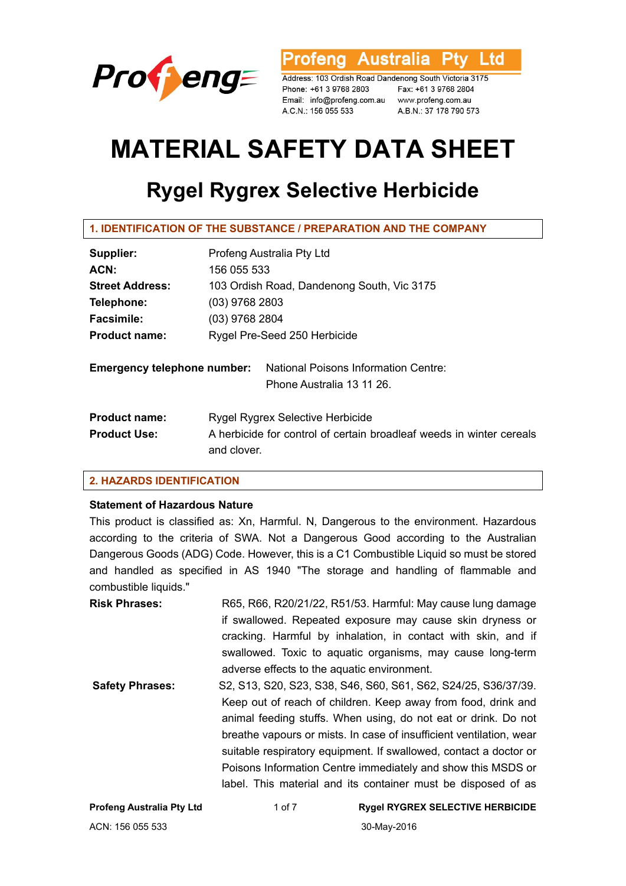**Profeng Australia Pty Ltd**

Address: 103 Ordish Road Dandenong South Victoria 3175
Phone: +61 3 9768 2803 Fax: +61 3 9768 2804
Email: info@profeng.com.au www.profeng.com.au
A.C.N.: 156 055 533 A.B.N.: 37 178 790 573

# MATERIAL SAFETY DATA SHEET

## Rygel Rygrex Selective Herbicide

### 1. IDENTIFICATION OF THE SUBSTANCE / PREPARATION AND THE COMPANY

**Supplier:** Profeng Australia Pty Ltd
**ACN:** 156 055 533
**Street Address:** 103 Ordish Road, Dandenong South, Vic 3175
**Telephone:** (03) 9768 2803
**Facsimile:** (03) 9768 2804
**Product name:** Rygel Pre-Seed 250 Herbicide

**Emergency telephone number:** National Poisons Information Centre: Phone Australia 13 11 26.

**Product name:** Rygel Rygrex Selective Herbicide
**Product Use:** A herbicide for control of certain broadleaf weeds in winter cereals and clover.

### 2. HAZARDS IDENTIFICATION

**Statement of Hazardous Nature**

This product is classified as: Xn, Harmful. N, Dangerous to the environment. Hazardous according to the criteria of SWA. Not a Dangerous Good according to the Australian Dangerous Goods (ADG) Code. However, this is a C1 Combustible Liquid so must be stored and handled as specified in AS 1940 "The storage and handling of flammable and combustible liquids."

**Risk Phrases:** R65, R66, R20/21/22, R51/53. Harmful: May cause lung damage if swallowed. Repeated exposure may cause skin dryness or cracking. Harmful by inhalation, in contact with skin, and if swallowed. Toxic to aquatic organisms, may cause long-term adverse effects to the aquatic environment.

**Safety Phrases:** S2, S13, S20, S23, S38, S46, S60, S61, S62, S24/25, S36/37/39. Keep out of reach of children. Keep away from food, drink and animal feeding stuffs. When using, do not eat or drink. Do not breathe vapours or mists. In case of insufficient ventilation, wear suitable respiratory equipment. If swallowed, contact a doctor or Poisons Information Centre immediately and show this MSDS or label. This material and its container must be disposed of as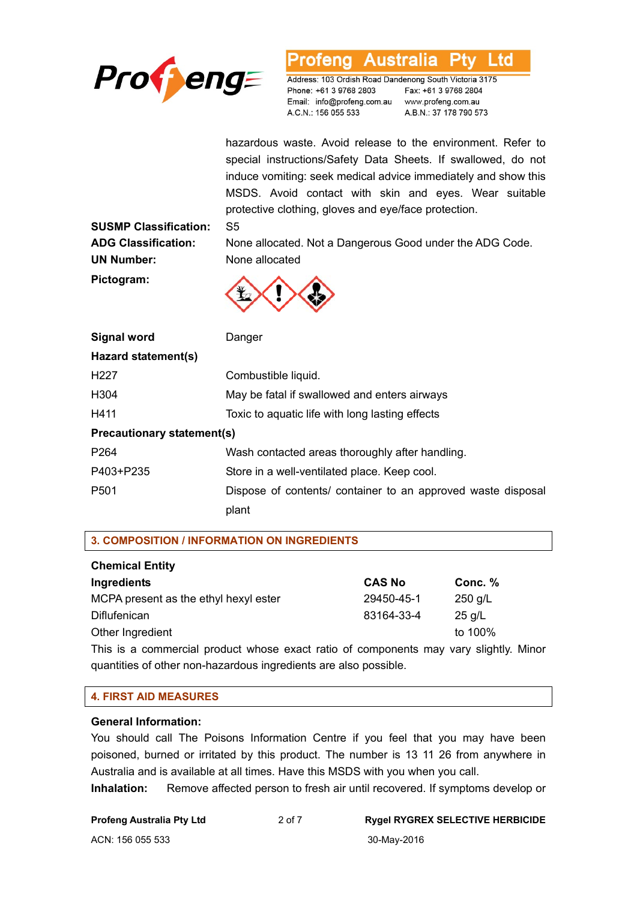hazardous waste. Avoid release to the environment. Refer to special instructions/Safety Data Sheets. If swallowed, do not induce vomiting: seek medical advice immediately and show this MSDS. Avoid contact with skin and eyes. Wear suitable protective clothing, gloves and eye/face protection.

**SUSMP Classification:** S5

**ADG Classification:** None allocated. Not a Dangerous Good under the ADG Code.

**UN Number:** None allocated

**Pictogram:**

**Signal word** Danger

**Hazard statement(s)**

| | |
|---|---|
| H227 | Combustible liquid. |
| H304 | May be fatal if swallowed and enters airways |
| H411 | Toxic to aquatic life with long lasting effects |

**Precautionary statement(s)**

| | |
|---|---|
| P264 | Wash contacted areas thoroughly after handling. |
| P403+P235 | Store in a well-ventilated place. Keep cool. |
| P501 | Dispose of contents/ container to an approved waste disposal plant |

## 3. COMPOSITION / INFORMATION ON INGREDIENTS

**Chemical Entity**

| **Ingredients** | **CAS No** | **Conc. %** |
|---|---|---|
| MCPA present as the ethyl hexyl ester | 29450-45-1 | 250 g/L |
| Diflufenican | 83164-33-4 | 25 g/L |
| Other Ingredient | | to 100% |

This is a commercial product whose exact ratio of components may vary slightly. Minor quantities of other non-hazardous ingredients are also possible.

## 4. FIRST AID MEASURES

**General Information:**

You should call The Poisons Information Centre if you feel that you may have been poisoned, burned or irritated by this product. The number is 13 11 26 from anywhere in Australia and is available at all times. Have this MSDS with you when you call.

**Inhalation:** Remove affected person to fresh air until recovered. If symptoms develop or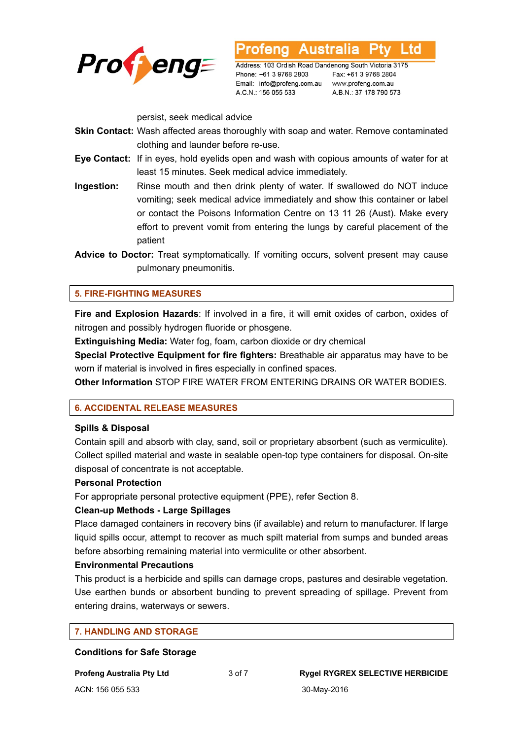persist, seek medical advice

**Skin Contact:** Wash affected areas thoroughly with soap and water. Remove contaminated clothing and launder before re-use.

**Eye Contact:** If in eyes, hold eyelids open and wash with copious amounts of water for at least 15 minutes. Seek medical advice immediately.

**Ingestion:** Rinse mouth and then drink plenty of water. If swallowed do NOT induce vomiting; seek medical advice immediately and show this container or label or contact the Poisons Information Centre on 13 11 26 (Aust). Make every effort to prevent vomit from entering the lungs by careful placement of the patient

**Advice to Doctor:** Treat symptomatically. If vomiting occurs, solvent present may cause pulmonary pneumonitis.

## 5. FIRE-FIGHTING MEASURES

**Fire and Explosion Hazards**: If involved in a fire, it will emit oxides of carbon, oxides of nitrogen and possibly hydrogen fluoride or phosgene.

**Extinguishing Media:** Water fog, foam, carbon dioxide or dry chemical

**Special Protective Equipment for fire fighters:** Breathable air apparatus may have to be worn if material is involved in fires especially in confined spaces.

**Other Information** STOP FIRE WATER FROM ENTERING DRAINS OR WATER BODIES.

## 6. ACCIDENTAL RELEASE MEASURES

### Spills & Disposal

Contain spill and absorb with clay, sand, soil or proprietary absorbent (such as vermiculite). Collect spilled material and waste in sealable open-top type containers for disposal. On-site disposal of concentrate is not acceptable.

### Personal Protection

For appropriate personal protective equipment (PPE), refer Section 8.

### Clean-up Methods - Large Spillages

Place damaged containers in recovery bins (if available) and return to manufacturer. If large liquid spills occur, attempt to recover as much spilt material from sumps and bunded areas before absorbing remaining material into vermiculite or other absorbent.

### Environmental Precautions

This product is a herbicide and spills can damage crops, pastures and desirable vegetation. Use earthen bunds or absorbent bunding to prevent spreading of spillage. Prevent from entering drains, waterways or sewers.

## 7. HANDLING AND STORAGE

### Conditions for Safe Storage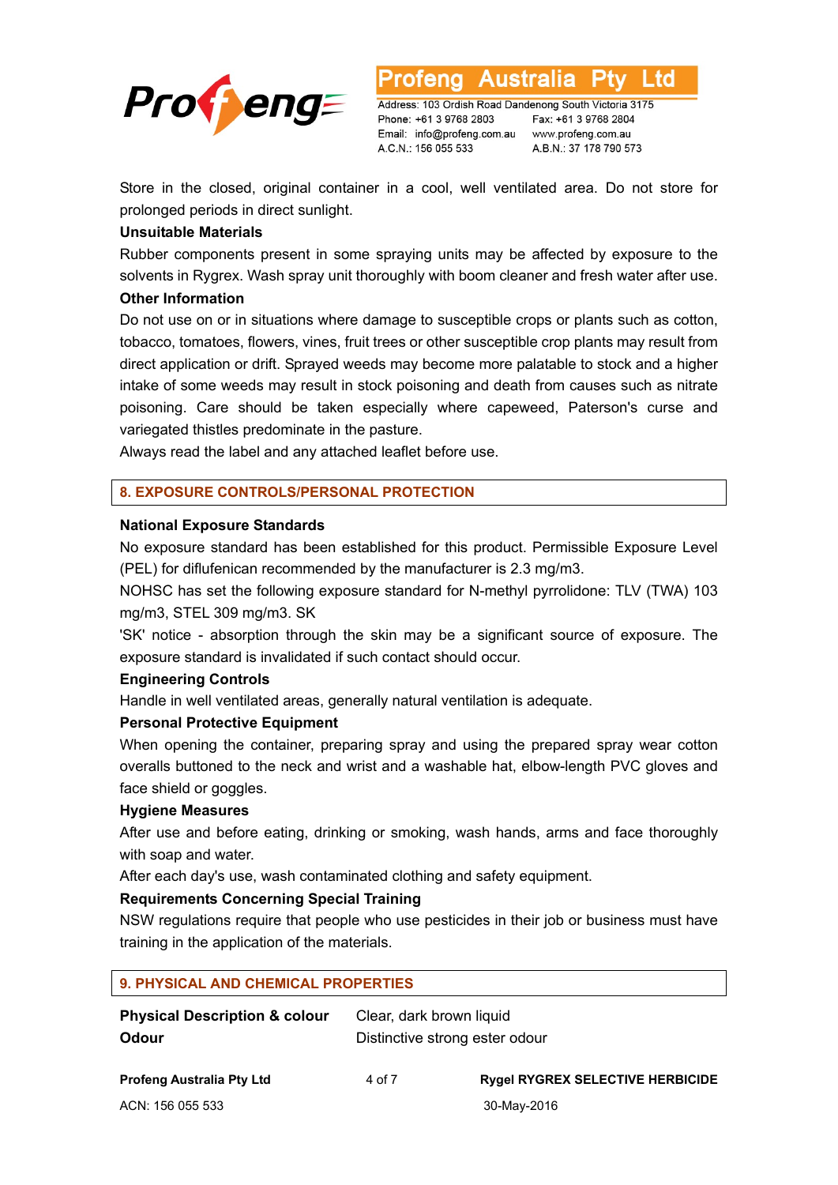Store in the closed, original container in a cool, well ventilated area. Do not store for prolonged periods in direct sunlight.

**Unsuitable Materials**

Rubber components present in some spraying units may be affected by exposure to the solvents in Rygrex. Wash spray unit thoroughly with boom cleaner and fresh water after use.

**Other Information**

Do not use on or in situations where damage to susceptible crops or plants such as cotton, tobacco, tomatoes, flowers, vines, fruit trees or other susceptible crop plants may result from direct application or drift. Sprayed weeds may become more palatable to stock and a higher intake of some weeds may result in stock poisoning and death from causes such as nitrate poisoning. Care should be taken especially where capeweed, Paterson's curse and variegated thistles predominate in the pasture.

Always read the label and any attached leaflet before use.

## 8. EXPOSURE CONTROLS/PERSONAL PROTECTION

**National Exposure Standards**

No exposure standard has been established for this product. Permissible Exposure Level (PEL) for diflufenican recommended by the manufacturer is 2.3 mg/m3.

NOHSC has set the following exposure standard for N-methyl pyrrolidone: TLV (TWA) 103 mg/m3, STEL 309 mg/m3. SK

'SK' notice - absorption through the skin may be a significant source of exposure. The exposure standard is invalidated if such contact should occur.

**Engineering Controls**

Handle in well ventilated areas, generally natural ventilation is adequate.

**Personal Protective Equipment**

When opening the container, preparing spray and using the prepared spray wear cotton overalls buttoned to the neck and wrist and a washable hat, elbow-length PVC gloves and face shield or goggles.

**Hygiene Measures**

After use and before eating, drinking or smoking, wash hands, arms and face thoroughly with soap and water.

After each day's use, wash contaminated clothing and safety equipment.

**Requirements Concerning Special Training**

NSW regulations require that people who use pesticides in their job or business must have training in the application of the materials.

## 9. PHYSICAL AND CHEMICAL PROPERTIES

| | |
|---|---|
| **Physical Description & colour** | Clear, dark brown liquid |
| **Odour** | Distinctive strong ester odour |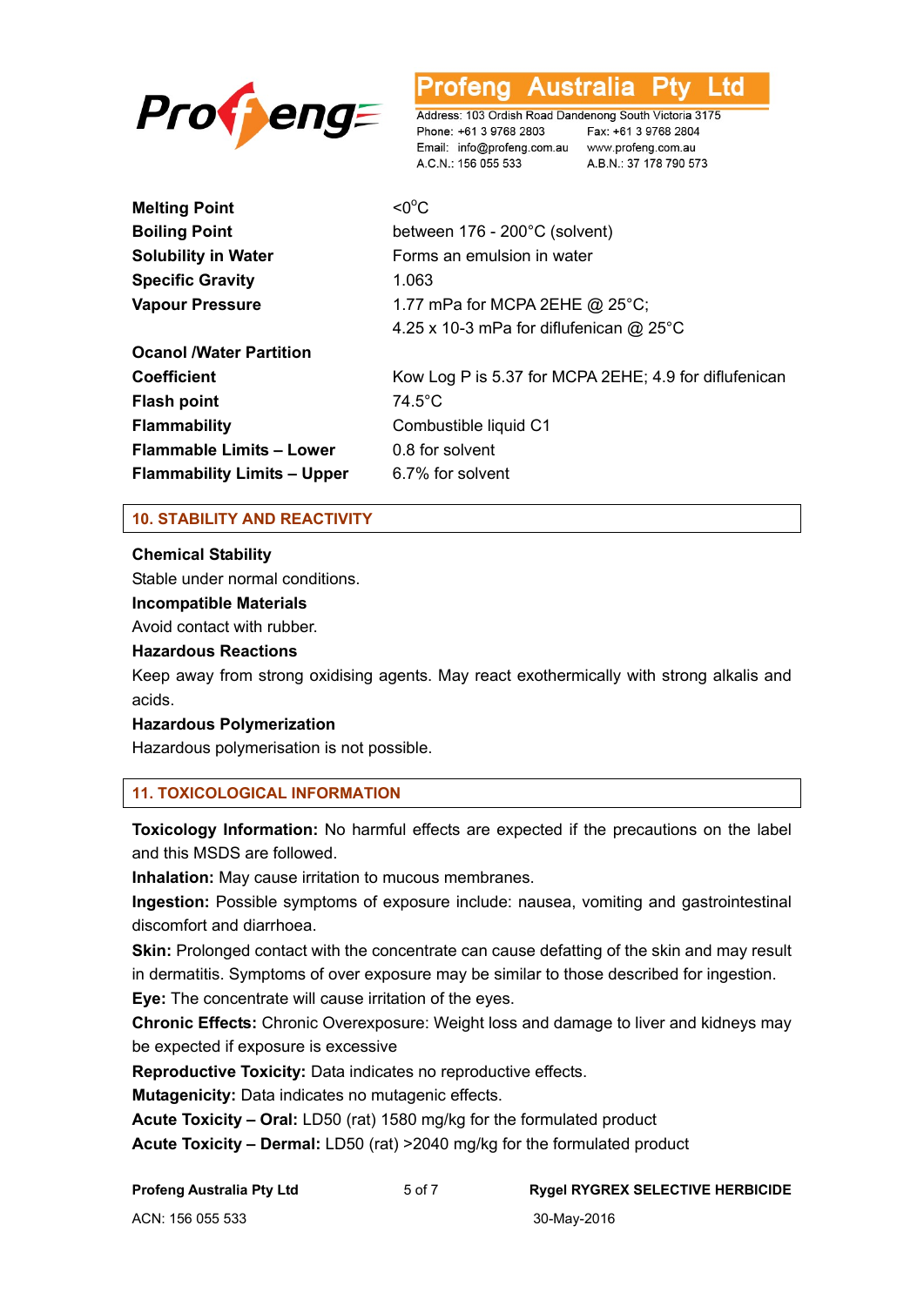| | |
|---|---|
| **Melting Point** | <0°C |
| **Boiling Point** | between 176 - 200°C (solvent) |
| **Solubility in Water** | Forms an emulsion in water |
| **Specific Gravity** | 1.063 |
| **Vapour Pressure** | 1.77 mPa for MCPA 2EHE @ 25°C; 4.25 x 10-3 mPa for diflufenican @ 25°C |
| **Ocanol /Water Partition Coefficient** | Kow Log P is 5.37 for MCPA 2EHE; 4.9 for diflufenican |
| **Flash point** | 74.5°C |
| **Flammability** | Combustible liquid C1 |
| **Flammable Limits – Lower** | 0.8 for solvent |
| **Flammability Limits – Upper** | 6.7% for solvent |

## 10. STABILITY AND REACTIVITY

**Chemical Stability**

Stable under normal conditions.

**Incompatible Materials**

Avoid contact with rubber.

**Hazardous Reactions**

Keep away from strong oxidising agents. May react exothermically with strong alkalis and acids.

**Hazardous Polymerization**

Hazardous polymerisation is not possible.

## 11. TOXICOLOGICAL INFORMATION

**Toxicology Information:** No harmful effects are expected if the precautions on the label and this MSDS are followed.

**Inhalation:** May cause irritation to mucous membranes.

**Ingestion:** Possible symptoms of exposure include: nausea, vomiting and gastrointestinal discomfort and diarrhoea.

**Skin:** Prolonged contact with the concentrate can cause defatting of the skin and may result in dermatitis. Symptoms of over exposure may be similar to those described for ingestion.

**Eye:** The concentrate will cause irritation of the eyes.

**Chronic Effects:** Chronic Overexposure: Weight loss and damage to liver and kidneys may be expected if exposure is excessive

**Reproductive Toxicity:** Data indicates no reproductive effects.

**Mutagenicity:** Data indicates no mutagenic effects.

**Acute Toxicity – Oral:** LD50 (rat) 1580 mg/kg for the formulated product

**Acute Toxicity – Dermal:** LD50 (rat) >2040 mg/kg for the formulated product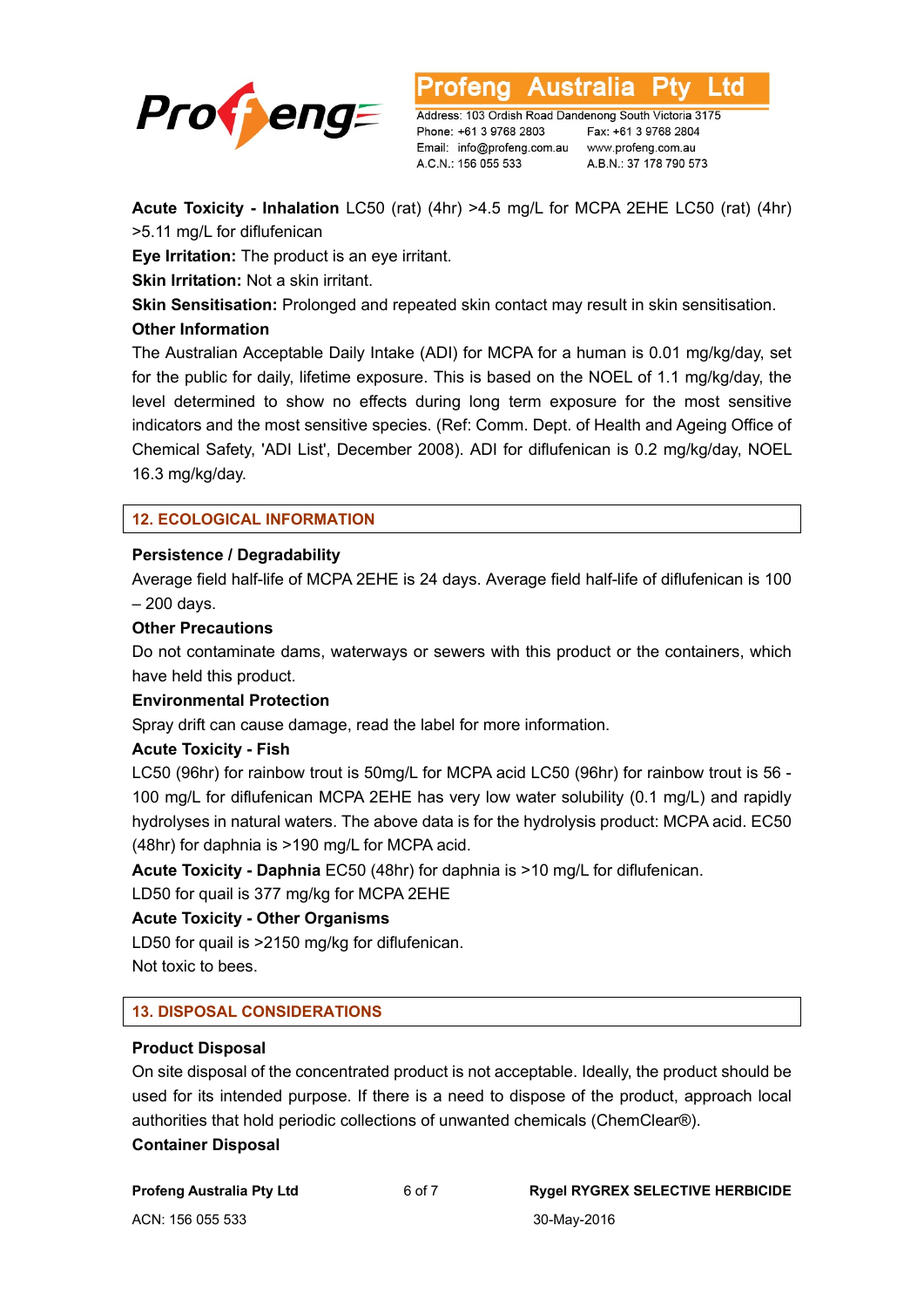**Acute Toxicity - Inhalation** LC50 (rat) (4hr) >4.5 mg/L for MCPA 2EHE LC50 (rat) (4hr) >5.11 mg/L for diflufenican

**Eye Irritation:** The product is an eye irritant.

**Skin Irritation:** Not a skin irritant.

**Skin Sensitisation:** Prolonged and repeated skin contact may result in skin sensitisation.

**Other Information**

The Australian Acceptable Daily Intake (ADI) for MCPA for a human is 0.01 mg/kg/day, set for the public for daily, lifetime exposure. This is based on the NOEL of 1.1 mg/kg/day, the level determined to show no effects during long term exposure for the most sensitive indicators and the most sensitive species. (Ref: Comm. Dept. of Health and Ageing Office of Chemical Safety, 'ADI List', December 2008). ADI for diflufenican is 0.2 mg/kg/day, NOEL 16.3 mg/kg/day.

## 12. ECOLOGICAL INFORMATION

**Persistence / Degradability**

Average field half-life of MCPA 2EHE is 24 days. Average field half-life of diflufenican is 100 – 200 days.

**Other Precautions**

Do not contaminate dams, waterways or sewers with this product or the containers, which have held this product.

**Environmental Protection**

Spray drift can cause damage, read the label for more information.

**Acute Toxicity - Fish**

LC50 (96hr) for rainbow trout is 50mg/L for MCPA acid LC50 (96hr) for rainbow trout is 56 - 100 mg/L for diflufenican MCPA 2EHE has very low water solubility (0.1 mg/L) and rapidly hydrolyses in natural waters. The above data is for the hydrolysis product: MCPA acid. EC50 (48hr) for daphnia is >190 mg/L for MCPA acid.

**Acute Toxicity - Daphnia** EC50 (48hr) for daphnia is >10 mg/L for diflufenican.

LD50 for quail is 377 mg/kg for MCPA 2EHE

**Acute Toxicity - Other Organisms**

LD50 for quail is >2150 mg/kg for diflufenican.

Not toxic to bees.

## 13. DISPOSAL CONSIDERATIONS

**Product Disposal**

On site disposal of the concentrated product is not acceptable. Ideally, the product should be used for its intended purpose. If there is a need to dispose of the product, approach local authorities that hold periodic collections of unwanted chemicals (ChemClear®).

**Container Disposal**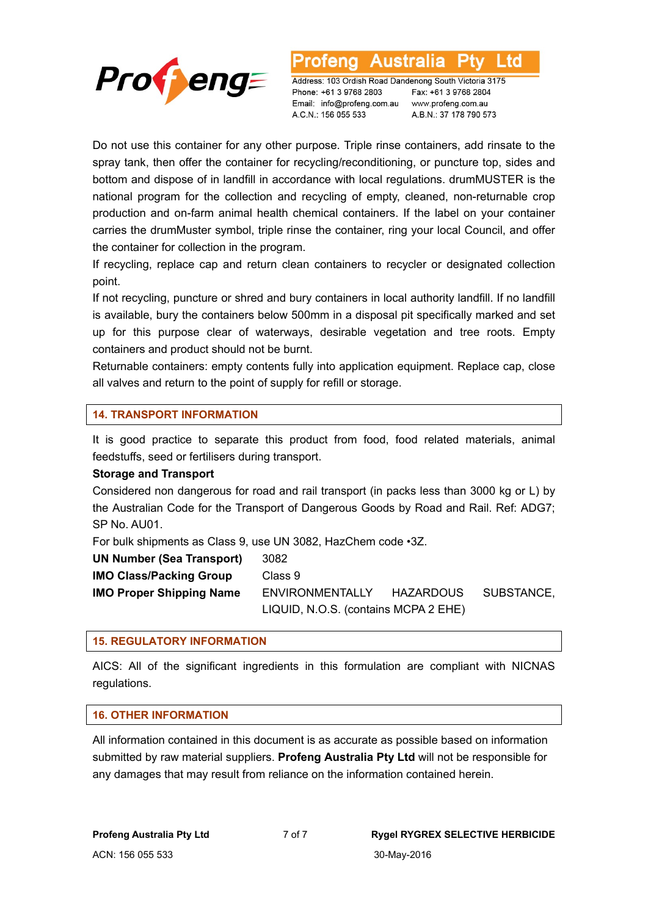Do not use this container for any other purpose. Triple rinse containers, add rinsate to the spray tank, then offer the container for recycling/reconditioning, or puncture top, sides and bottom and dispose of in landfill in accordance with local regulations. drumMUSTER is the national program for the collection and recycling of empty, cleaned, non-returnable crop production and on-farm animal health chemical containers. If the label on your container carries the drumMuster symbol, triple rinse the container, ring your local Council, and offer the container for collection in the program.

If recycling, replace cap and return clean containers to recycler or designated collection point.

If not recycling, puncture or shred and bury containers in local authority landfill. If no landfill is available, bury the containers below 500mm in a disposal pit specifically marked and set up for this purpose clear of waterways, desirable vegetation and tree roots. Empty containers and product should not be burnt.

Returnable containers: empty contents fully into application equipment. Replace cap, close all valves and return to the point of supply for refill or storage.

## 14. TRANSPORT INFORMATION

It is good practice to separate this product from food, food related materials, animal feedstuffs, seed or fertilisers during transport.

**Storage and Transport**

Considered non dangerous for road and rail transport (in packs less than 3000 kg or L) by the Australian Code for the Transport of Dangerous Goods by Road and Rail. Ref: ADG7; SP No. AU01.

For bulk shipments as Class 9, use UN 3082, HazChem code •3Z.

| | |
|---|---|
| **UN Number (Sea Transport)** | 3082 |
| **IMO Class/Packing Group** | Class 9 |
| **IMO Proper Shipping Name** | ENVIRONMENTALLY HAZARDOUS SUBSTANCE, LIQUID, N.O.S. (contains MCPA 2 EHE) |

## 15. REGULATORY INFORMATION

AICS: All of the significant ingredients in this formulation are compliant with NICNAS regulations.

## 16. OTHER INFORMATION

All information contained in this document is as accurate as possible based on information submitted by raw material suppliers. **Profeng Australia Pty Ltd** will not be responsible for any damages that may result from reliance on the information contained herein.